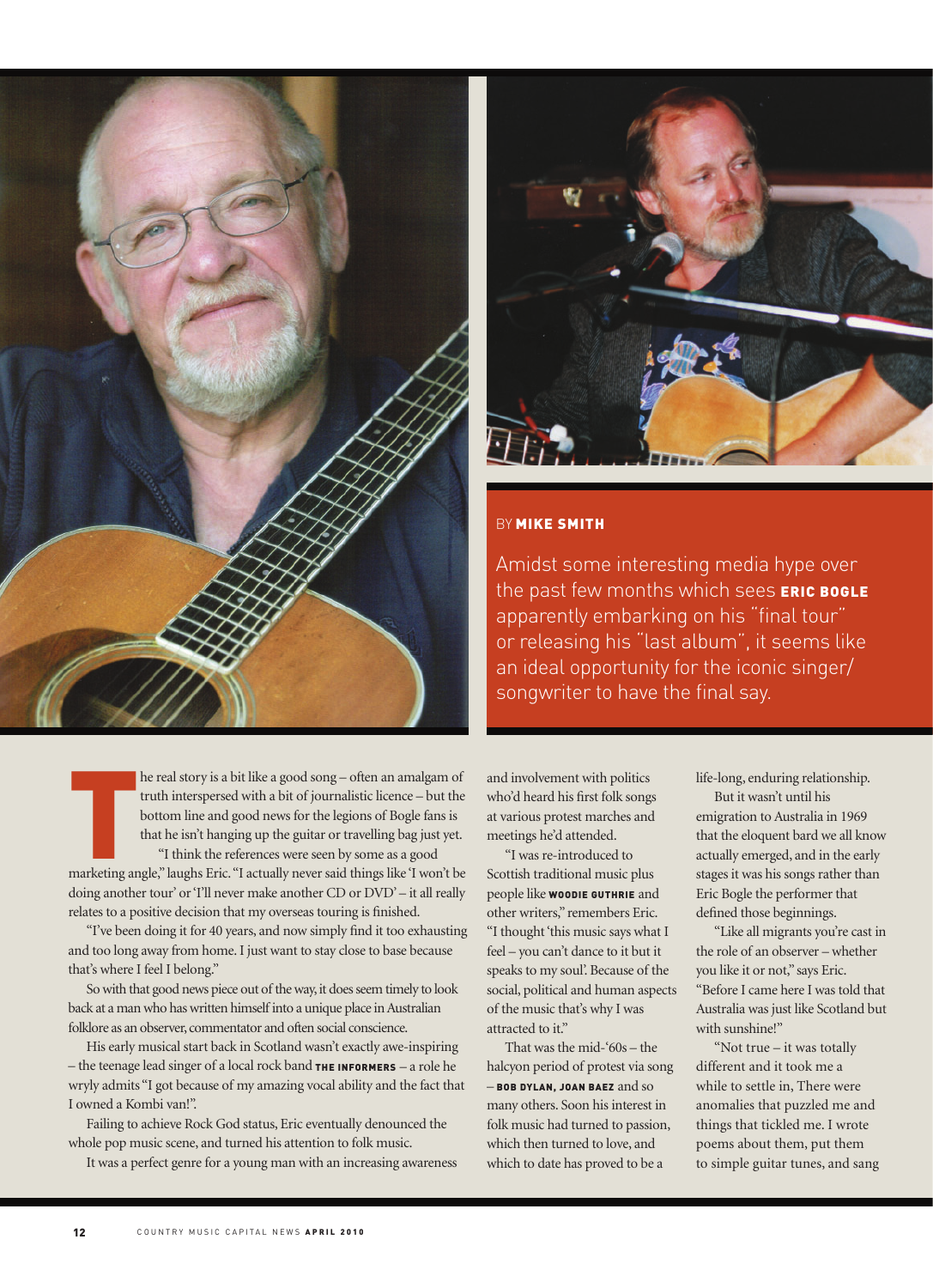BY **MIKE SMITH**

Amidst some interesting media hype over the past few months which sees **ERIC BOGLE** apparently embarking on his "final tour" or releasing his "last album", it seems like an ideal opportunity for the iconic singer/songwriter to have the final say.

The real story is a bit like a good song – often an amalgam of truth interspersed with a bit of journalistic licence – but the bottom line and good news for the legions of Bogle fans is that he isn't hanging up the guitar or travelling bag just yet.

"I think the references were seen by some as a good marketing angle," laughs Eric. "I actually never said things like 'I won't be doing another tour' or 'I'll never make another CD or DVD' – it all really relates to a positive decision that my overseas touring is finished.

"I've been doing it for 40 years, and now simply find it too exhausting and too long away from home. I just want to stay close to base because that's where I feel I belong."

So with that good news piece out of the way, it does seem timely to look back at a man who has written himself into a unique place in Australian folklore as an observer, commentator and often social conscience.

His early musical start back in Scotland wasn't exactly awe-inspiring – the teenage lead singer of a local rock band **THE INFORMERS** – a role he wryly admits "I got because of my amazing vocal ability and the fact that I owned a Kombi van!".

Failing to achieve Rock God status, Eric eventually denounced the whole pop music scene, and turned his attention to folk music.

It was a perfect genre for a young man with an increasing awareness and involvement with politics who'd heard his first folk songs at various protest marches and meetings he'd attended.

"I was re-introduced to Scottish traditional music plus people like **WOODIE GUTHRIE** and other writers," remembers Eric. "I thought 'this music says what I feel – you can't dance to it but it speaks to my soul'. Because of the social, political and human aspects of the music that's why I was attracted to it."

That was the mid-'60s – the halcyon period of protest via song – **BOB DYLAN, JOAN BAEZ** and so many others. Soon his interest in folk music had turned to passion, which then turned to love, and which to date has proved to be a life-long, enduring relationship.

But it wasn't until his emigration to Australia in 1969 that the eloquent bard we all know actually emerged, and in the early stages it was his songs rather than Eric Bogle the performer that defined those beginnings.

"Like all migrants you're cast in the role of an observer – whether you like it or not," says Eric. "Before I came here I was told that Australia was just like Scotland but with sunshine!"

"Not true – it was totally different and it took me a while to settle in, There were anomalies that puzzled me and things that tickled me. I wrote poems about them, put them to simple guitar tunes, and sang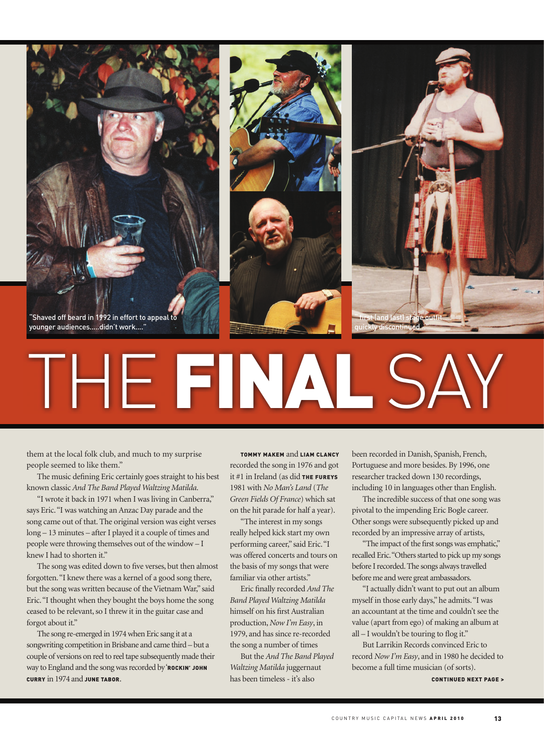"Shaved off beard in 1992 in effort to appeal to younger audiences.....didn't work...."

"First (and last) stage outfit..... quickly discontinued...."

# THE **FINAL** SAY

them at the local folk club, and much to my surprise people seemed to like them."

The music defining Eric certainly goes straight to his best known classic *And The Band Played Waltzing Matilda*.

"I wrote it back in 1971 when I was living in Canberra," says Eric. "I was watching an Anzac Day parade and the song came out of that. The original version was eight verses long – 13 minutes – after I played it a couple of times and people were throwing themselves out of the window – I knew I had to shorten it."

The song was edited down to five verses, but then almost forgotten. "I knew there was a kernel of a good song there, but the song was written because of the Vietnam War," said Eric. "I thought when they bought the boys home the song ceased to be relevant, so I threw it in the guitar case and forgot about it."

The song re-emerged in 1974 when Eric sang it at a songwriting competition in Brisbane and came third – but a couple of versions on reel to reel tape subsequently made their way to England and the song was recorded by '**ROCKIN' JOHN CURRY** in 1974 and **JUNE TABOR**.

**TOMMY MAKEM** and **LIAM CLANCY** recorded the song in 1976 and got it #1 in Ireland (as did **THE FUREYS** 1981 with *No Man's Land* (*The Green Fields Of France*) which sat on the hit parade for half a year).

"The interest in my songs really helped kick start my own performing career," said Eric. "I was offered concerts and tours on the basis of my songs that were familiar via other artists."

Eric finally recorded *And The Band Played Waltzing Matilda* himself on his first Australian production, *Now I'm Easy*, in 1979, and has since re-recorded the song a number of times

But the *And The Band Played Waltzing Matilda* juggernaut has been timeless - it's also been recorded in Danish, Spanish, French, Portuguese and more besides. By 1996, one researcher tracked down 130 recordings, including 10 in languages other than English.

The incredible success of that one song was pivotal to the impending Eric Bogle career. Other songs were subsequently picked up and recorded by an impressive array of artists,

"The impact of the first songs was emphatic," recalled Eric. "Others started to pick up my songs before I recorded. The songs always travelled before me and were great ambassadors.

"I actually didn't want to put out an album myself in those early days," he admits. "I was an accountant at the time and couldn't see the value (apart from ego) of making an album at all – I wouldn't be touring to flog it."

But Larrikin Records convinced Eric to record *Now I'm Easy*, and in 1980 he decided to become a full time musician (of sorts).

**CONTINUED NEXT PAGE >**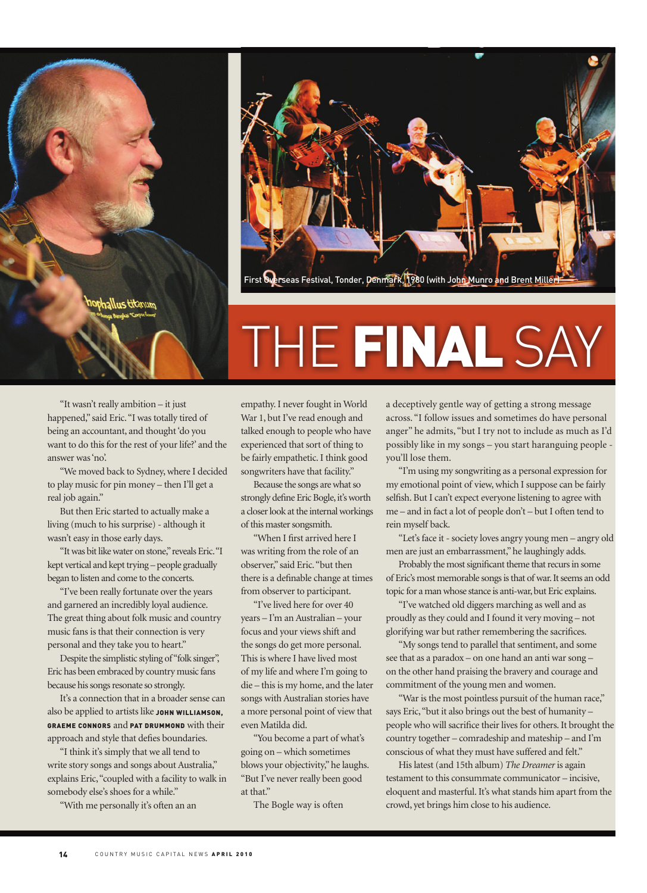First Overseas Festival, Tonder, Denmark, 1980 (with John Munro and Brent Miller)

# THE **FINAL** SAY

"It wasn't really ambition – it just happened," said Eric. "I was totally tired of being an accountant, and thought 'do you want to do this for the rest of your life?' and the answer was 'no'.

"We moved back to Sydney, where I decided to play music for pin money – then I'll get a real job again."

But then Eric started to actually make a living (much to his surprise) - although it wasn't easy in those early days.

"It was bit like water on stone," reveals Eric. "I kept vertical and kept trying – people gradually began to listen and come to the concerts.

"I've been really fortunate over the years and garnered an incredibly loyal audience. The great thing about folk music and country music fans is that their connection is very personal and they take you to heart."

Despite the simplistic styling of "folk singer", Eric has been embraced by country music fans because his songs resonate so strongly.

It's a connection that in a broader sense can also be applied to artists like **JOHN WILLIAMSON**, **GRAEME CONNORS** and **PAT DRUMMOND** with their approach and style that defies boundaries.

"I think it's simply that we all tend to write story songs and songs about Australia," explains Eric, "coupled with a facility to walk in somebody else's shoes for a while."

"With me personally it's often an an empathy. I never fought in World War 1, but I've read enough and talked enough to people who have experienced that sort of thing to be fairly empathetic. I think good songwriters have that facility."

Because the songs are what so strongly define Eric Bogle, it's worth a closer look at the internal workings of this master songsmith.

"When I first arrived here I was writing from the role of an observer," said Eric. "but then there is a definable change at times from observer to participant.

"I've lived here for over 40 years – I'm an Australian – your focus and your views shift and the songs do get more personal. This is where I have lived most of my life and where I'm going to die – this is my home, and the later songs with Australian stories have a more personal point of view that even Matilda did.

"You become a part of what's going on – which sometimes blows your objectivity," he laughs. "But I've never really been good at that."

The Bogle way is often a deceptively gentle way of getting a strong message across. "I follow issues and sometimes do have personal anger" he admits, "but I try not to include as much as I'd possibly like in my songs – you start haranguing people - you'll lose them.

"I'm using my songwriting as a personal expression for my emotional point of view, which I suppose can be fairly selfish. But I can't expect everyone listening to agree with me – and in fact a lot of people don't – but I often tend to rein myself back.

"Let's face it - society loves angry young men – angry old men are just an embarrassment," he laughingly adds.

Probably the most significant theme that recurs in some of Eric's most memorable songs is that of war. It seems an odd topic for a man whose stance is anti-war, but Eric explains.

"I've watched old diggers marching as well and as proudly as they could and I found it very moving – not glorifying war but rather remembering the sacrifices.

"My songs tend to parallel that sentiment, and some see that as a paradox – on one hand an anti war song – on the other hand praising the bravery and courage and commitment of the young men and women.

"War is the most pointless pursuit of the human race," says Eric, "but it also brings out the best of humanity – people who will sacrifice their lives for others. It brought the country together – comradeship and mateship – and I'm conscious of what they must have suffered and felt."

His latest (and 15th album) *The Dreamer* is again testament to this consummate communicator – incisive, eloquent and masterful. It's what stands him apart from the crowd, yet brings him close to his audience.